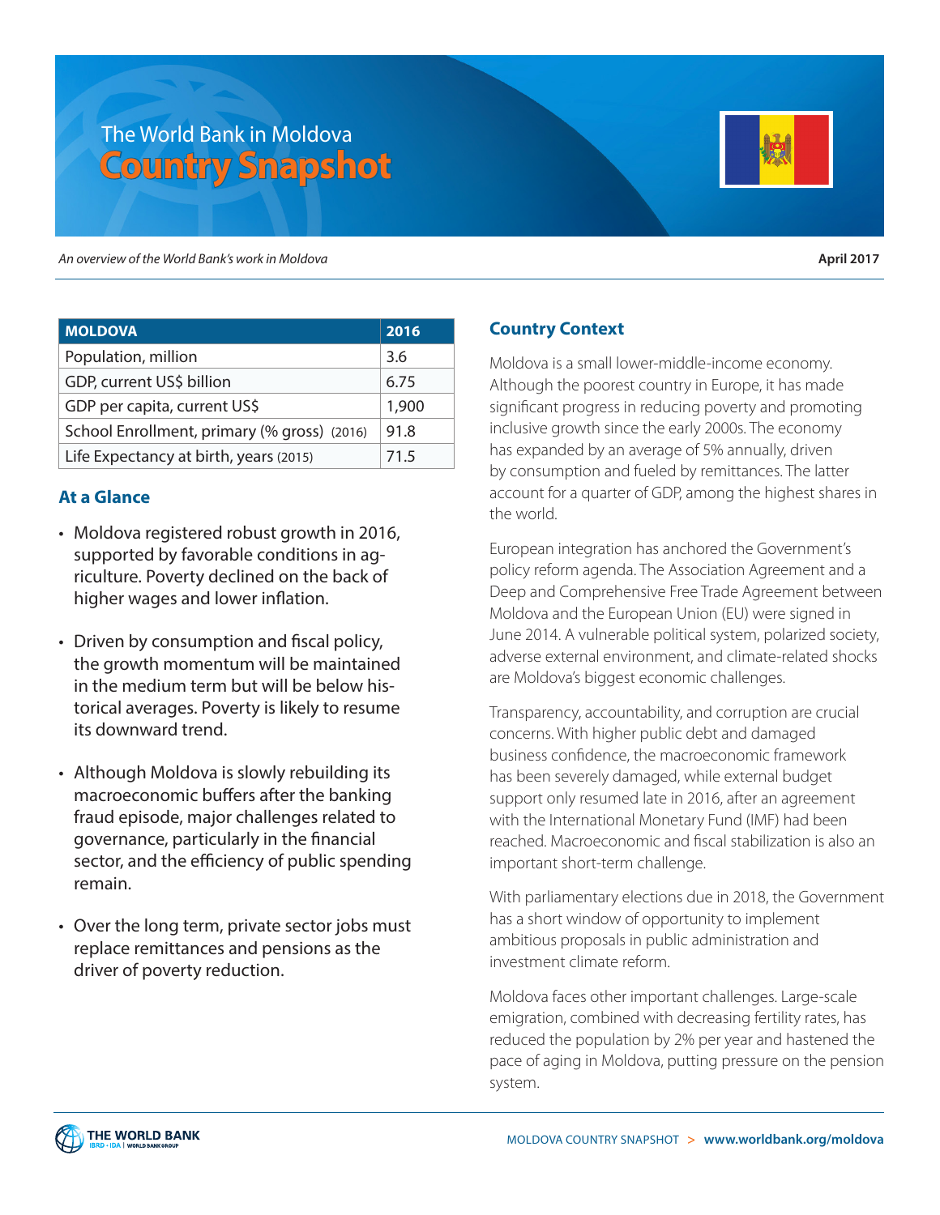# The World Bank in Moldova
# Country Snapshot

*An overview of the World Bank's work in Moldova*

**April 2017**

| MOLDOVA | 2016 |
|---|---|
| Population, million | 3.6 |
| GDP, current US$ billion | 6.75 |
| GDP per capita, current US$ | 1,900 |
| School Enrollment, primary (% gross) (2016) | 91.8 |
| Life Expectancy at birth, years (2015) | 71.5 |

## At a Glance

- Moldova registered robust growth in 2016, supported by favorable conditions in agriculture. Poverty declined on the back of higher wages and lower inflation.
- Driven by consumption and fiscal policy, the growth momentum will be maintained in the medium term but will be below historical averages. Poverty is likely to resume its downward trend.
- Although Moldova is slowly rebuilding its macroeconomic buffers after the banking fraud episode, major challenges related to governance, particularly in the financial sector, and the efficiency of public spending remain.
- Over the long term, private sector jobs must replace remittances and pensions as the driver of poverty reduction.

## Country Context

Moldova is a small lower-middle-income economy. Although the poorest country in Europe, it has made significant progress in reducing poverty and promoting inclusive growth since the early 2000s. The economy has expanded by an average of 5% annually, driven by consumption and fueled by remittances. The latter account for a quarter of GDP, among the highest shares in the world.

European integration has anchored the Government's policy reform agenda. The Association Agreement and a Deep and Comprehensive Free Trade Agreement between Moldova and the European Union (EU) were signed in June 2014. A vulnerable political system, polarized society, adverse external environment, and climate-related shocks are Moldova's biggest economic challenges.

Transparency, accountability, and corruption are crucial concerns. With higher public debt and damaged business confidence, the macroeconomic framework has been severely damaged, while external budget support only resumed late in 2016, after an agreement with the International Monetary Fund (IMF) had been reached. Macroeconomic and fiscal stabilization is also an important short-term challenge.

With parliamentary elections due in 2018, the Government has a short window of opportunity to implement ambitious proposals in public administration and investment climate reform.

Moldova faces other important challenges. Large-scale emigration, combined with decreasing fertility rates, has reduced the population by 2% per year and hastened the pace of aging in Moldova, putting pressure on the pension system.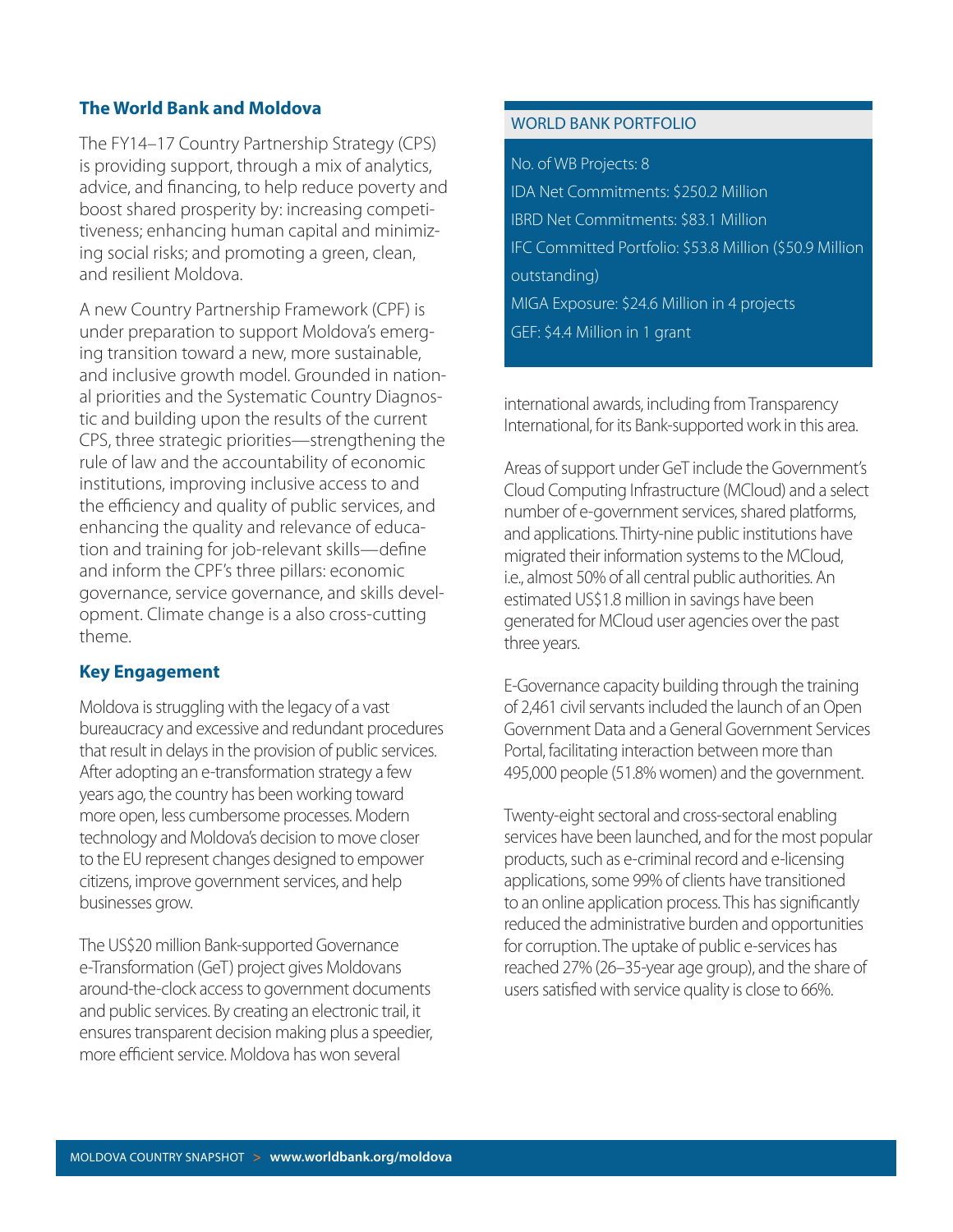## The World Bank and Moldova

The FY14–17 Country Partnership Strategy (CPS) is providing support, through a mix of analytics, advice, and financing, to help reduce poverty and boost shared prosperity by: increasing competitiveness; enhancing human capital and minimizing social risks; and promoting a green, clean, and resilient Moldova.

A new Country Partnership Framework (CPF) is under preparation to support Moldova's emerging transition toward a new, more sustainable, and inclusive growth model. Grounded in national priorities and the Systematic Country Diagnostic and building upon the results of the current CPS, three strategic priorities—strengthening the rule of law and the accountability of economic institutions, improving inclusive access to and the efficiency and quality of public services, and enhancing the quality and relevance of education and training for job-relevant skills—define and inform the CPF's three pillars: economic governance, service governance, and skills development. Climate change is a also cross-cutting theme.

## Key Engagement

Moldova is struggling with the legacy of a vast bureaucracy and excessive and redundant procedures that result in delays in the provision of public services. After adopting an e-transformation strategy a few years ago, the country has been working toward more open, less cumbersome processes. Modern technology and Moldova's decision to move closer to the EU represent changes designed to empower citizens, improve government services, and help businesses grow.

The US$20 million Bank-supported Governance e-Transformation (GeT) project gives Moldovans around-the-clock access to government documents and public services. By creating an electronic trail, it ensures transparent decision making plus a speedier, more efficient service. Moldova has won several international awards, including from Transparency International, for its Bank-supported work in this area.

Areas of support under GeT include the Government's Cloud Computing Infrastructure (MCloud) and a select number of e-government services, shared platforms, and applications. Thirty-nine public institutions have migrated their information systems to the MCloud, i.e., almost 50% of all central public authorities. An estimated US$1.8 million in savings have been generated for MCloud user agencies over the past three years.

E-Governance capacity building through the training of 2,461 civil servants included the launch of an Open Government Data and a General Government Services Portal, facilitating interaction between more than 495,000 people (51.8% women) and the government.

Twenty-eight sectoral and cross-sectoral enabling services have been launched, and for the most popular products, such as e-criminal record and e-licensing applications, some 99% of clients have transitioned to an online application process. This has significantly reduced the administrative burden and opportunities for corruption. The uptake of public e-services has reached 27% (26–35-year age group), and the share of users satisfied with service quality is close to 66%.

### WORLD BANK PORTFOLIO

No. of WB Projects: 8

IDA Net Commitments: $250.2 Million

IBRD Net Commitments: $83.1 Million

IFC Committed Portfolio: $53.8 Million ($50.9 Million outstanding)

MIGA Exposure: $24.6 Million in 4 projects

GEF: $4.4 Million in 1 grant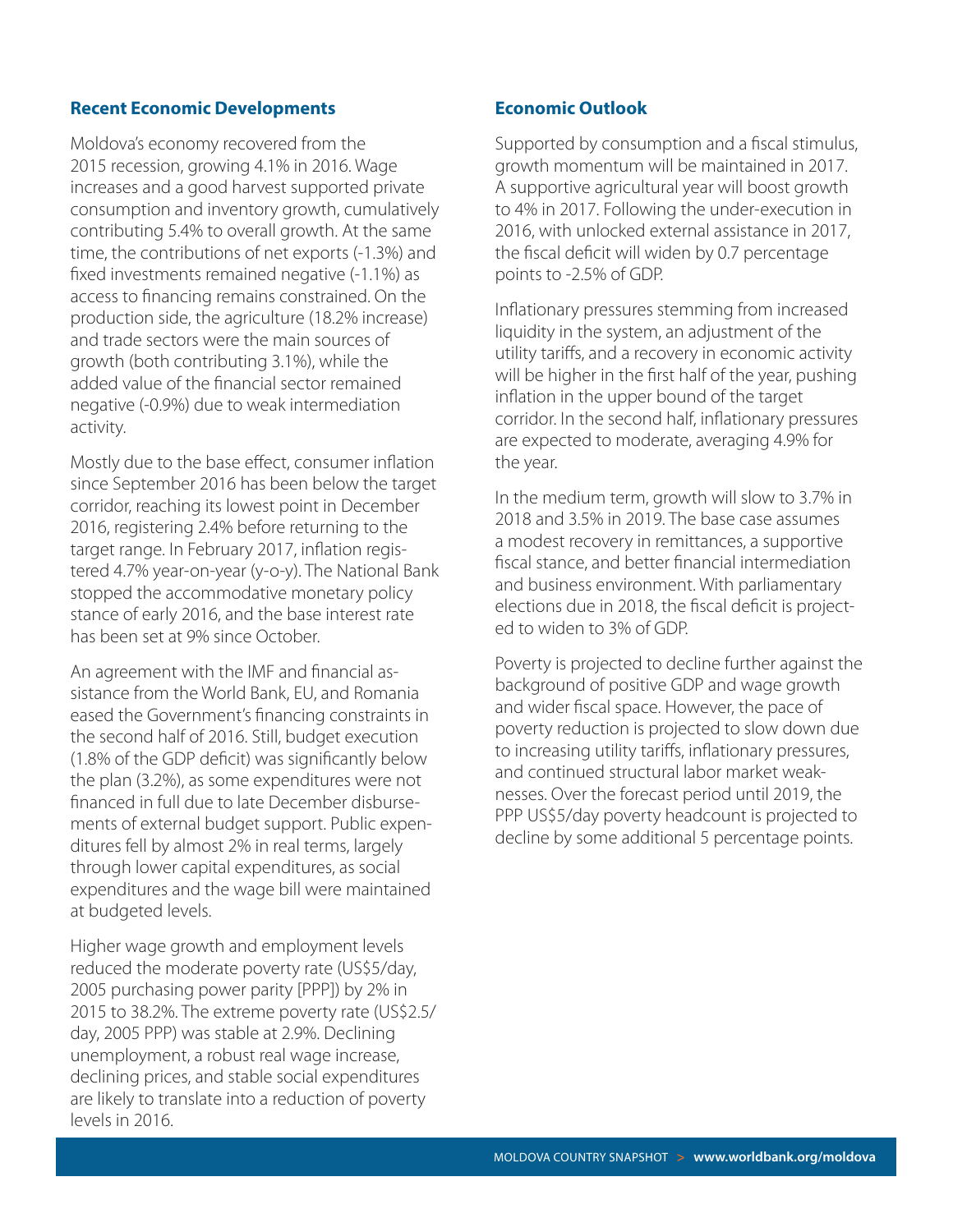## Recent Economic Developments

Moldova's economy recovered from the 2015 recession, growing 4.1% in 2016. Wage increases and a good harvest supported private consumption and inventory growth, cumulatively contributing 5.4% to overall growth. At the same time, the contributions of net exports (-1.3%) and fixed investments remained negative (-1.1%) as access to financing remains constrained. On the production side, the agriculture (18.2% increase) and trade sectors were the main sources of growth (both contributing 3.1%), while the added value of the financial sector remained negative (-0.9%) due to weak intermediation activity.

Mostly due to the base effect, consumer inflation since September 2016 has been below the target corridor, reaching its lowest point in December 2016, registering 2.4% before returning to the target range. In February 2017, inflation registered 4.7% year-on-year (y-o-y). The National Bank stopped the accommodative monetary policy stance of early 2016, and the base interest rate has been set at 9% since October.

An agreement with the IMF and financial assistance from the World Bank, EU, and Romania eased the Government's financing constraints in the second half of 2016. Still, budget execution (1.8% of the GDP deficit) was significantly below the plan (3.2%), as some expenditures were not financed in full due to late December disbursements of external budget support. Public expenditures fell by almost 2% in real terms, largely through lower capital expenditures, as social expenditures and the wage bill were maintained at budgeted levels.

Higher wage growth and employment levels reduced the moderate poverty rate (US$5/day, 2005 purchasing power parity [PPP]) by 2% in 2015 to 38.2%. The extreme poverty rate (US$2.5/day, 2005 PPP) was stable at 2.9%. Declining unemployment, a robust real wage increase, declining prices, and stable social expenditures are likely to translate into a reduction of poverty levels in 2016.

## Economic Outlook

Supported by consumption and a fiscal stimulus, growth momentum will be maintained in 2017. A supportive agricultural year will boost growth to 4% in 2017. Following the under-execution in 2016, with unlocked external assistance in 2017, the fiscal deficit will widen by 0.7 percentage points to -2.5% of GDP.

Inflationary pressures stemming from increased liquidity in the system, an adjustment of the utility tariffs, and a recovery in economic activity will be higher in the first half of the year, pushing inflation in the upper bound of the target corridor. In the second half, inflationary pressures are expected to moderate, averaging 4.9% for the year.

In the medium term, growth will slow to 3.7% in 2018 and 3.5% in 2019. The base case assumes a modest recovery in remittances, a supportive fiscal stance, and better financial intermediation and business environment. With parliamentary elections due in 2018, the fiscal deficit is projected to widen to 3% of GDP.

Poverty is projected to decline further against the background of positive GDP and wage growth and wider fiscal space. However, the pace of poverty reduction is projected to slow down due to increasing utility tariffs, inflationary pressures, and continued structural labor market weaknesses. Over the forecast period until 2019, the PPP US$5/day poverty headcount is projected to decline by some additional 5 percentage points.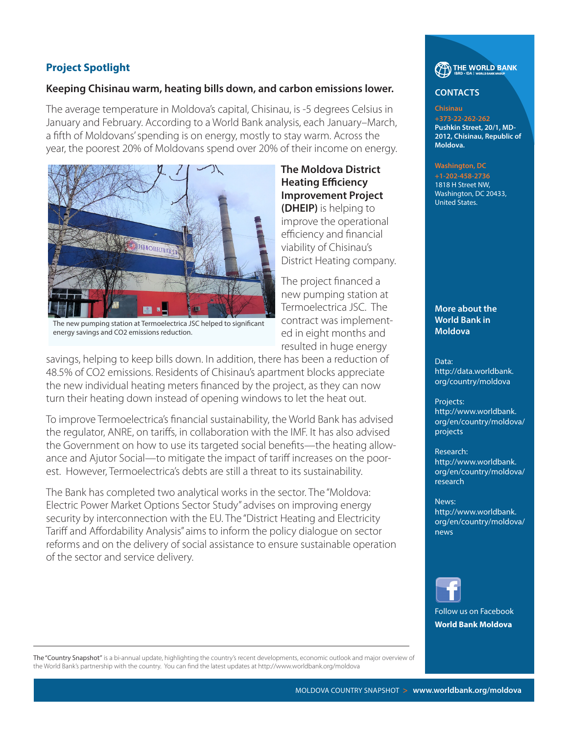## Project Spotlight

### Keeping Chisinau warm, heating bills down, and carbon emissions lower.

The average temperature in Moldova's capital, Chisinau, is -5 degrees Celsius in January and February. According to a World Bank analysis, each January–March, a fifth of Moldovans' spending is on energy, mostly to stay warm. Across the year, the poorest 20% of Moldovans spend over 20% of their income on energy.

The new pumping station at Termoelectrica JSC helped to significant energy savings and CO2 emissions reduction.

**The Moldova District Heating Efficiency Improvement Project (DHEIP)** is helping to improve the operational efficiency and financial viability of Chisinau's District Heating company.

The project financed a new pumping station at Termoelectrica JSC. The contract was implemented in eight months and resulted in huge energy savings, helping to keep bills down. In addition, there has been a reduction of 48.5% of $CO_2$ emissions. Residents of Chisinau's apartment blocks appreciate the new individual heating meters financed by the project, as they can now turn their heating down instead of opening windows to let the heat out.

To improve Termoelectrica's financial sustainability, the World Bank has advised the regulator, ANRE, on tariffs, in collaboration with the IMF. It has also advised the Government on how to use its targeted social benefits—the heating allowance and Ajutor Social—to mitigate the impact of tariff increases on the poorest. However, Termoelectrica's debts are still a threat to its sustainability.

The Bank has completed two analytical works in the sector. The "Moldova: Electric Power Market Options Sector Study" advises on improving energy security by interconnection with the EU. The "District Heating and Electricity Tariff and Affordability Analysis" aims to inform the policy dialogue on sector reforms and on the delivery of social assistance to ensure sustainable operation of the sector and service delivery.

The "Country Snapshot" is a bi-annual update, highlighting the country's recent developments, economic outlook and major overview of the World Bank's partnership with the country. You can find the latest updates at http://www.worldbank.org/moldova

THE WORLD BANK
IBRD • IDA | WORLD BANK GROUP

### CONTACTS

**Chisinau**
**+373-22-262-262**
**Pushkin Street, 20/1, MD-2012, Chisinau, Republic of Moldova.**

**Washington, DC**
**+1-202-458-2736**
1818 H Street NW,
Washington, DC 20433,
United States.

### More about the World Bank in Moldova

Data:
http://data.worldbank.org/country/moldova

Projects:
http://www.worldbank.org/en/country/moldova/projects

Research:
http://www.worldbank.org/en/country/moldova/research

News:
http://www.worldbank.org/en/country/moldova/news

Follow us on Facebook
**World Bank Moldova**